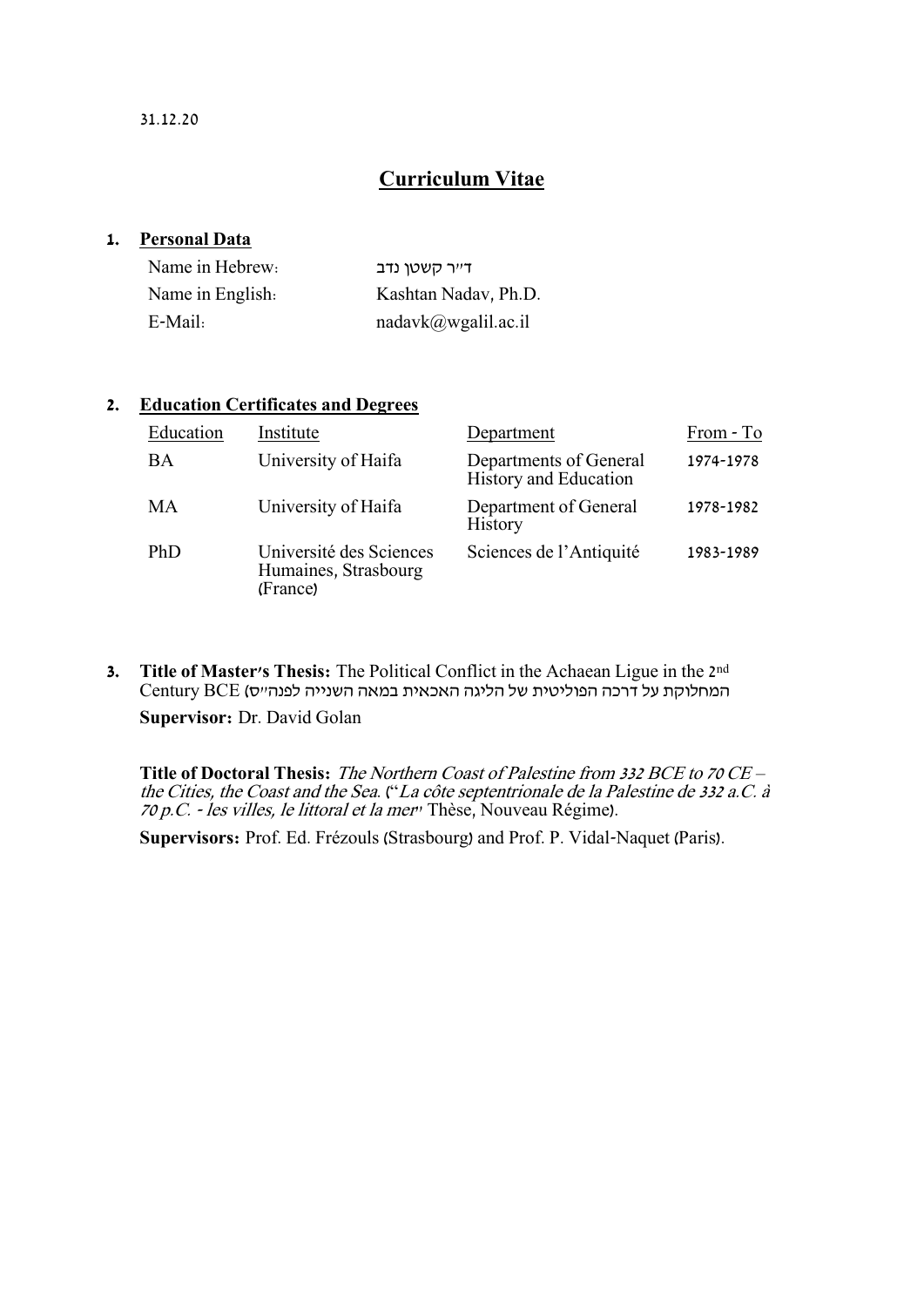31.12.20

# Curriculum Vitae

## 1. Personal Data

| | |
|---|---|
| Name in Hebrew: | ד"ר קשטן נדב |
| Name in English: | Kashtan Nadav, Ph.D. |
| E-Mail: | nadavk@wgalil.ac.il |

## 2. Education Certificates and Degrees

| Education | Institute | Department | From - To |
|---|---|---|---|
| BA | University of Haifa | Departments of General History and Education | 1974-1978 |
| MA | University of Haifa | Department of General History | 1978-1982 |
| PhD | Université des Sciences Humaines, Strasbourg (France) | Sciences de l'Antiquité | 1983-1989 |

**3. Title of Master's Thesis:** The Political Conflict in the Achaean Ligue in the 2nd Century BCE (המחלוקת על דרכה הפוליטית של הליגה האכאית במאה השנייה לפנה"ס

**Supervisor:** Dr. David Golan

**Title of Doctoral Thesis:** *The Northern Coast of Palestine from 332 BCE to 70 CE – the Cities, the Coast and the Sea.* ("*La côte septentrionale de la Palestine de 332 a.C. à 70 p.C. - les villes, le littoral et la mer*" Thèse, Nouveau Régime).

**Supervisors:** Prof. Ed. Frézouls (Strasbourg) and Prof. P. Vidal-Naquet (Paris).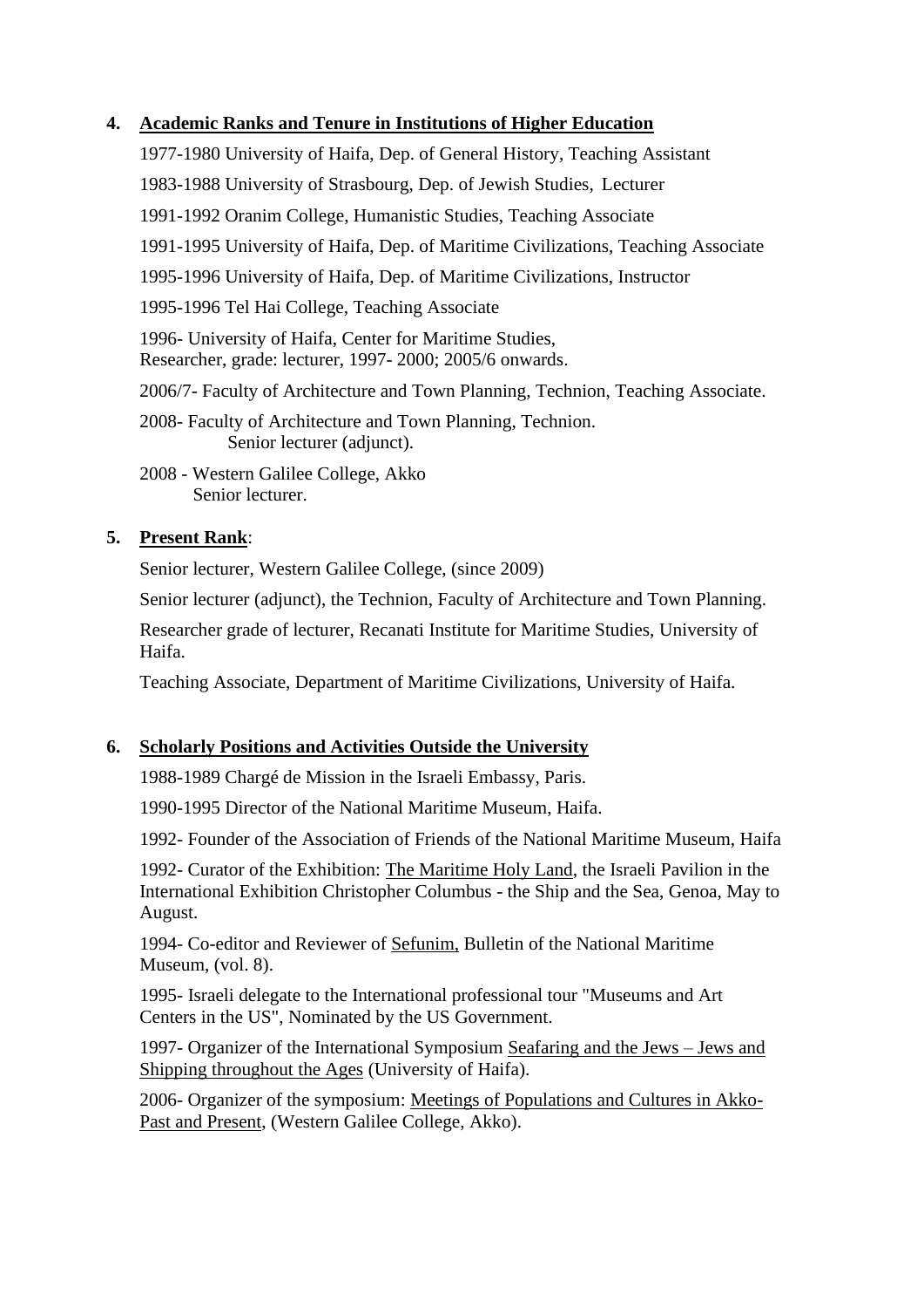## 4. Academic Ranks and Tenure in Institutions of Higher Education

1977-1980 University of Haifa, Dep. of General History, Teaching Assistant

1983-1988 University of Strasbourg, Dep. of Jewish Studies, Lecturer

1991-1992 Oranim College, Humanistic Studies, Teaching Associate

1991-1995 University of Haifa, Dep. of Maritime Civilizations, Teaching Associate

1995-1996 University of Haifa, Dep. of Maritime Civilizations, Instructor

1995-1996 Tel Hai College, Teaching Associate

1996- University of Haifa, Center for Maritime Studies,
Researcher, grade: lecturer, 1997- 2000; 2005/6 onwards.

2006/7- Faculty of Architecture and Town Planning, Technion, Teaching Associate.

2008- Faculty of Architecture and Town Planning, Technion.
Senior lecturer (adjunct).

2008 - Western Galilee College, Akko
Senior lecturer.

## 5. Present Rank:

Senior lecturer, Western Galilee College, (since 2009)

Senior lecturer (adjunct), the Technion, Faculty of Architecture and Town Planning.

Researcher grade of lecturer, Recanati Institute for Maritime Studies, University of Haifa.

Teaching Associate, Department of Maritime Civilizations, University of Haifa.

## 6. Scholarly Positions and Activities Outside the University

1988-1989 Chargé de Mission in the Israeli Embassy, Paris.

1990-1995 Director of the National Maritime Museum, Haifa.

1992- Founder of the Association of Friends of the National Maritime Museum, Haifa

1992- Curator of the Exhibition: The Maritime Holy Land, the Israeli Pavilion in the International Exhibition Christopher Columbus - the Ship and the Sea, Genoa, May to August.

1994- Co-editor and Reviewer of Sefunim, Bulletin of the National Maritime Museum, (vol. 8).

1995- Israeli delegate to the International professional tour "Museums and Art Centers in the US", Nominated by the US Government.

1997- Organizer of the International Symposium Seafaring and the Jews – Jews and Shipping throughout the Ages (University of Haifa).

2006- Organizer of the symposium: Meetings of Populations and Cultures in Akko- Past and Present, (Western Galilee College, Akko).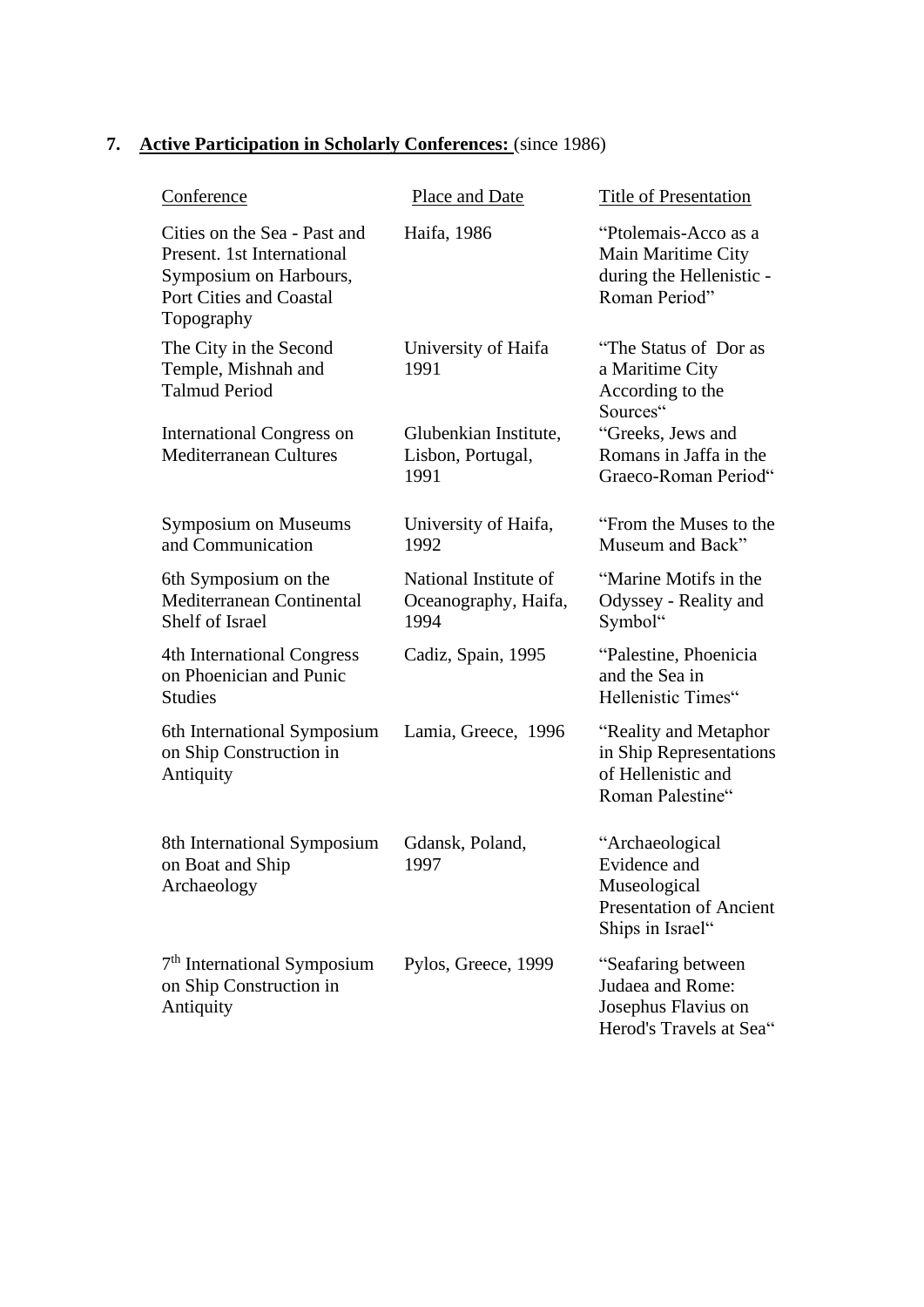## 7. **Active Participation in Scholarly Conferences:** (since 1986)

| Conference | Place and Date | Title of Presentation |
|---|---|---|
| Cities on the Sea - Past and Present. 1st International Symposium on Harbours, Port Cities and Coastal Topography | Haifa, 1986 | “Ptolemais-Acco as a Main Maritime City during the Hellenistic - Roman Period” |
| The City in the Second Temple, Mishnah and Talmud Period | University of Haifa 1991 | “The Status of Dor as a Maritime City According to the Sources“ |
| International Congress on Mediterranean Cultures | Glubenkian Institute, Lisbon, Portugal, 1991 | “Greeks, Jews and Romans in Jaffa in the Graeco-Roman Period“ |
| Symposium on Museums and Communication | University of Haifa, 1992 | “From the Muses to the Museum and Back” |
| 6th Symposium on the Mediterranean Continental Shelf of Israel | National Institute of Oceanography, Haifa, 1994 | “Marine Motifs in the Odyssey - Reality and Symbol“ |
| 4th International Congress on Phoenician and Punic Studies | Cadiz, Spain, 1995 | “Palestine, Phoenicia and the Sea in Hellenistic Times“ |
| 6th International Symposium on Ship Construction in Antiquity | Lamia, Greece, 1996 | “Reality and Metaphor in Ship Representations of Hellenistic and Roman Palestine“ |
| 8th International Symposium on Boat and Ship Archaeology | Gdansk, Poland, 1997 | “Archaeological Evidence and Museological Presentation of Ancient Ships in Israel“ |
| 7th International Symposium on Ship Construction in Antiquity | Pylos, Greece, 1999 | “Seafaring between Judaea and Rome: Josephus Flavius on Herod's Travels at Sea“ |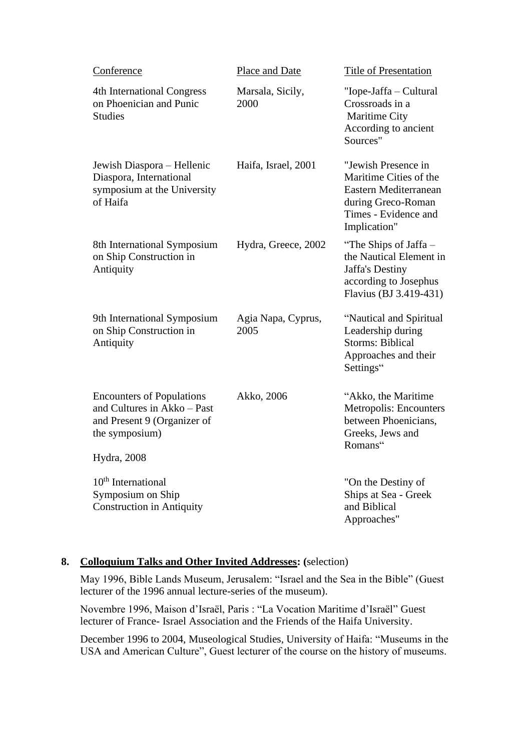| Conference | Place and Date | Title of Presentation |
| --- | --- | --- |
| 4th International Congress on Phoenician and Punic Studies | Marsala, Sicily, 2000 | "Iope-Jaffa – Cultural Crossroads in a Maritime City According to ancient Sources" |
| Jewish Diaspora – Hellenic Diaspora, International symposium at the University of Haifa | Haifa, Israel, 2001 | "Jewish Presence in Maritime Cities of the Eastern Mediterranean during Greco-Roman Times - Evidence and Implication" |
| 8th International Symposium on Ship Construction in Antiquity | Hydra, Greece, 2002 | "The Ships of Jaffa – the Nautical Element in Jaffa's Destiny according to Josephus Flavius (BJ 3.419-431) |
| 9th International Symposium on Ship Construction in Antiquity | Agia Napa, Cyprus, 2005 | "Nautical and Spiritual Leadership during Storms: Biblical Approaches and their Settings" |
| Encounters of Populations and Cultures in Akko – Past and Present 9 (Organizer of the symposium) | Akko, 2006 | "Akko, the Maritime Metropolis: Encounters between Phoenicians, Greeks, Jews and Romans" |
| Hydra, 2008 | | |
| 10th International Symposium on Ship Construction in Antiquity | | "On the Destiny of Ships at Sea - Greek and Biblical Approaches" |

**8. Colloquium Talks and Other Invited Addresses: (**selection)

May 1996, Bible Lands Museum, Jerusalem: "Israel and the Sea in the Bible" (Guest lecturer of the 1996 annual lecture-series of the museum).

Novembre 1996, Maison d'Israël, Paris : "La Vocation Maritime d'Israël" Guest lecturer of France- Israel Association and the Friends of the Haifa University.

December 1996 to 2004, Museological Studies, University of Haifa: "Museums in the USA and American Culture", Guest lecturer of the course on the history of museums.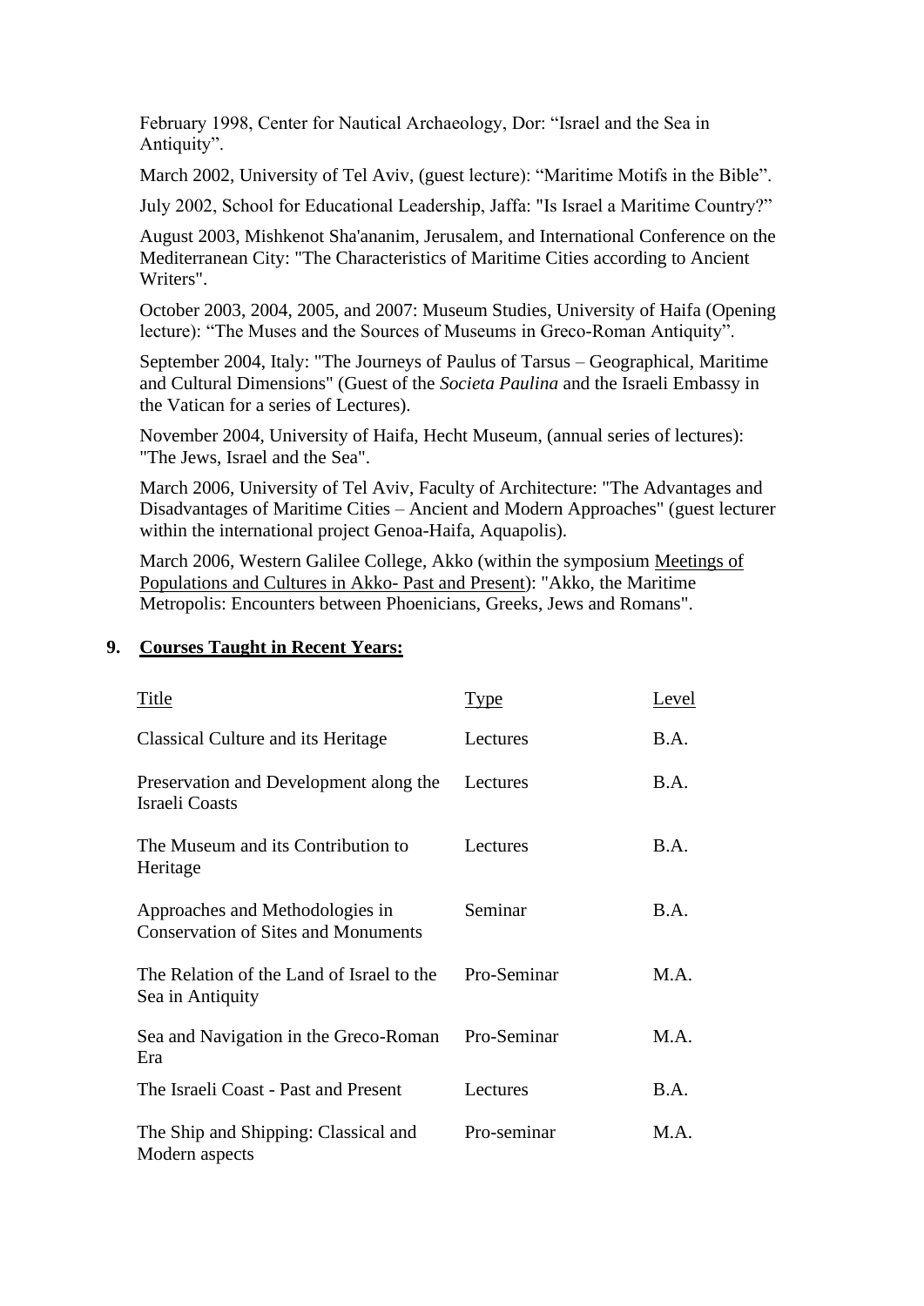February 1998, Center for Nautical Archaeology, Dor: “Israel and the Sea in Antiquity”.

March 2002, University of Tel Aviv, (guest lecture): “Maritime Motifs in the Bible”.

July 2002, School for Educational Leadership, Jaffa: "Is Israel a Maritime Country?”

August 2003, Mishkenot Sha'ananim, Jerusalem, and International Conference on the Mediterranean City: "The Characteristics of Maritime Cities according to Ancient Writers".

October 2003, 2004, 2005, and 2007: Museum Studies, University of Haifa (Opening lecture): “The Muses and the Sources of Museums in Greco-Roman Antiquity”.

September 2004, Italy: "The Journeys of Paulus of Tarsus – Geographical, Maritime and Cultural Dimensions" (Guest of the *Societa Paulina* and the Israeli Embassy in the Vatican for a series of Lectures).

November 2004, University of Haifa, Hecht Museum, (annual series of lectures): "The Jews, Israel and the Sea".

March 2006, University of Tel Aviv, Faculty of Architecture: "The Advantages and Disadvantages of Maritime Cities – Ancient and Modern Approaches" (guest lecturer within the international project Genoa-Haifa, Aquapolis).

March 2006, Western Galilee College, Akko (within the symposium Meetings of Populations and Cultures in Akko- Past and Present): "Akko, the Maritime Metropolis: Encounters between Phoenicians, Greeks, Jews and Romans".

## 9. Courses Taught in Recent Years:

| Title | Type | Level |
|---|---|---|
| Classical Culture and its Heritage | Lectures | B.A. |
| Preservation and Development along the Israeli Coasts | Lectures | B.A. |
| The Museum and its Contribution to Heritage | Lectures | B.A. |
| Approaches and Methodologies in Conservation of Sites and Monuments | Seminar | B.A. |
| The Relation of the Land of Israel to the Sea in Antiquity | Pro-Seminar | M.A. |
| Sea and Navigation in the Greco-Roman Era | Pro-Seminar | M.A. |
| The Israeli Coast - Past and Present | Lectures | B.A. |
| The Ship and Shipping: Classical and Modern aspects | Pro-seminar | M.A. |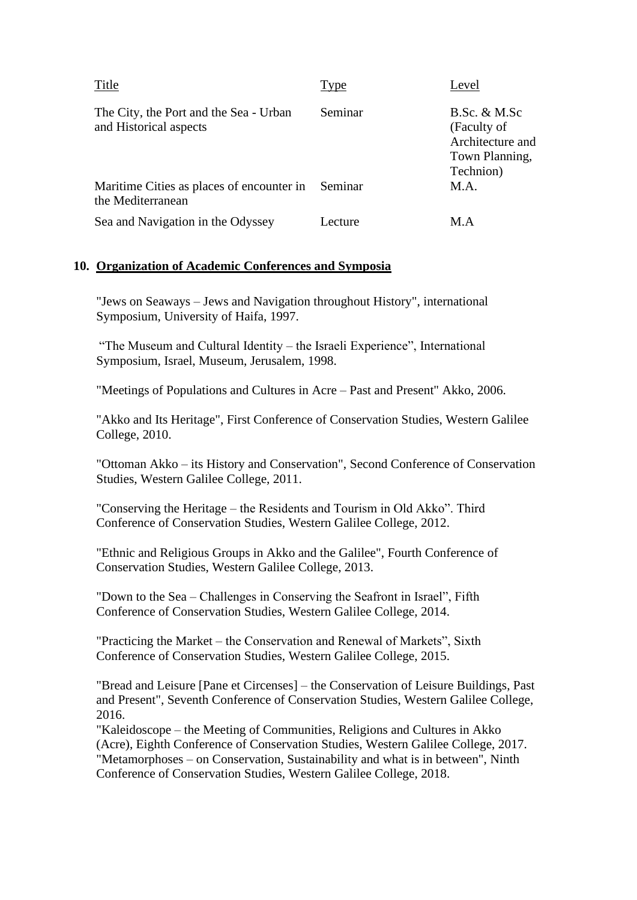| Title | Type | Level |
| --- | --- | --- |
| The City, the Port and the Sea - Urban and Historical aspects | Seminar | B.Sc. & M.Sc (Faculty of Architecture and Town Planning, Technion) |
| Maritime Cities as places of encounter in the Mediterranean | Seminar | M.A. |
| Sea and Navigation in the Odyssey | Lecture | M.A |

## 10. Organization of Academic Conferences and Symposia

"Jews on Seaways – Jews and Navigation throughout History", international Symposium, University of Haifa, 1997.

"The Museum and Cultural Identity – the Israeli Experience", International Symposium, Israel, Museum, Jerusalem, 1998.

"Meetings of Populations and Cultures in Acre – Past and Present" Akko, 2006.

"Akko and Its Heritage", First Conference of Conservation Studies, Western Galilee College, 2010.

"Ottoman Akko – its History and Conservation", Second Conference of Conservation Studies, Western Galilee College, 2011.

"Conserving the Heritage – the Residents and Tourism in Old Akko". Third Conference of Conservation Studies, Western Galilee College, 2012.

"Ethnic and Religious Groups in Akko and the Galilee", Fourth Conference of Conservation Studies, Western Galilee College, 2013.

"Down to the Sea – Challenges in Conserving the Seafront in Israel", Fifth Conference of Conservation Studies, Western Galilee College, 2014.

"Practicing the Market – the Conservation and Renewal of Markets", Sixth Conference of Conservation Studies, Western Galilee College, 2015.

"Bread and Leisure [Pane et Circenses] – the Conservation of Leisure Buildings, Past and Present", Seventh Conference of Conservation Studies, Western Galilee College, 2016.

"Kaleidoscope – the Meeting of Communities, Religions and Cultures in Akko (Acre), Eighth Conference of Conservation Studies, Western Galilee College, 2017.

"Metamorphoses – on Conservation, Sustainability and what is in between", Ninth Conference of Conservation Studies, Western Galilee College, 2018.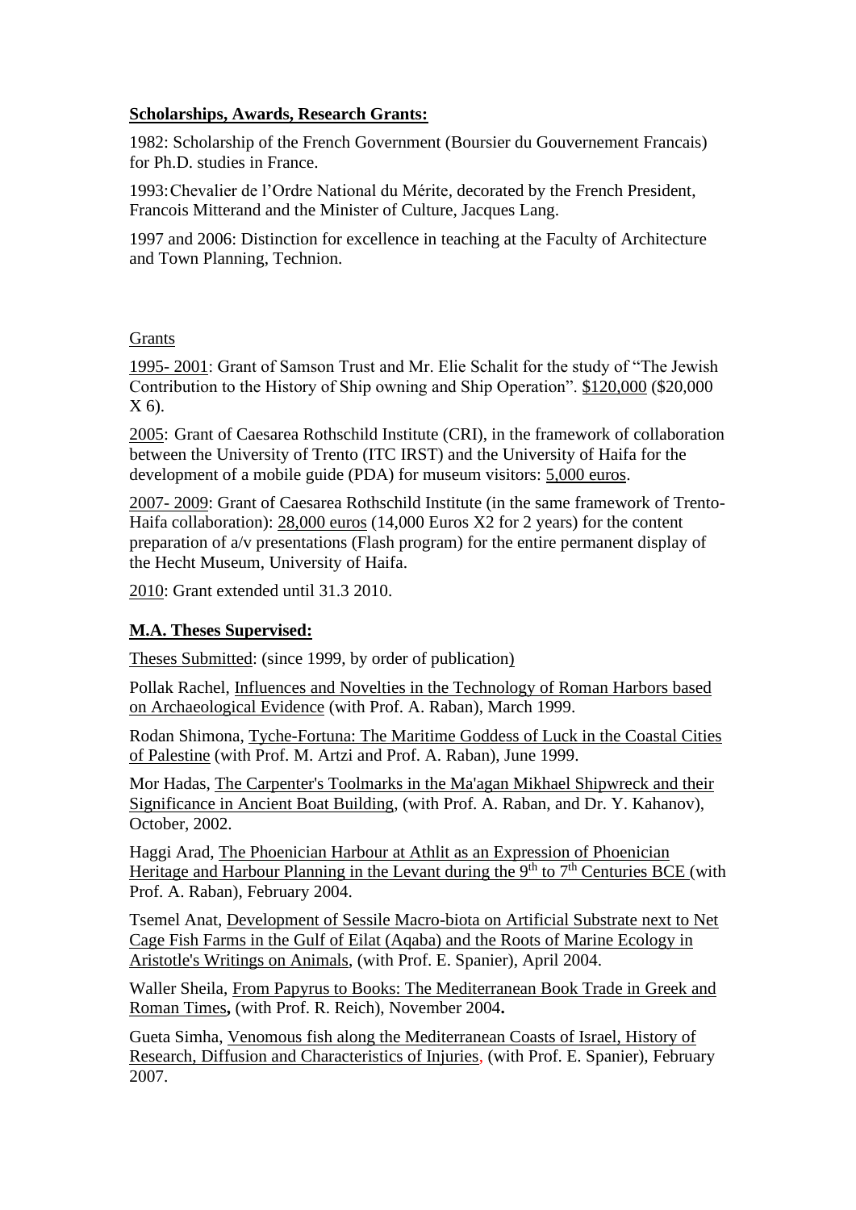**Scholarships, Awards, Research Grants:**

1982: Scholarship of the French Government (Boursier du Gouvernement Francais) for Ph.D. studies in France.

1993: Chevalier de l'Ordre National du Mérite, decorated by the French President, Francois Mitterand and the Minister of Culture, Jacques Lang.

1997 and 2006: Distinction for excellence in teaching at the Faculty of Architecture and Town Planning, Technion.

Grants

1995- 2001: Grant of Samson Trust and Mr. Elie Schalit for the study of "The Jewish Contribution to the History of Ship owning and Ship Operation". $120,000 ($20,000 X 6).

2005: Grant of Caesarea Rothschild Institute (CRI), in the framework of collaboration between the University of Trento (ITC IRST) and the University of Haifa for the development of a mobile guide (PDA) for museum visitors: 5,000 euros.

2007- 2009: Grant of Caesarea Rothschild Institute (in the same framework of Trento-Haifa collaboration): 28,000 euros (14,000 Euros X2 for 2 years) for the content preparation of a/v presentations (Flash program) for the entire permanent display of the Hecht Museum, University of Haifa.

2010: Grant extended until 31.3 2010.

**M.A. Theses Supervised:**

Theses Submitted: (since 1999, by order of publication)

Pollak Rachel, Influences and Novelties in the Technology of Roman Harbors based on Archaeological Evidence (with Prof. A. Raban), March 1999.

Rodan Shimona, Tyche-Fortuna: The Maritime Goddess of Luck in the Coastal Cities of Palestine (with Prof. M. Artzi and Prof. A. Raban), June 1999.

Mor Hadas, The Carpenter's Toolmarks in the Ma'agan Mikhael Shipwreck and their Significance in Ancient Boat Building, (with Prof. A. Raban, and Dr. Y. Kahanov), October, 2002.

Haggi Arad, The Phoenician Harbour at Athlit as an Expression of Phoenician Heritage and Harbour Planning in the Levant during the 9th to 7th Centuries BCE (with Prof. A. Raban), February 2004.

Tsemel Anat, Development of Sessile Macro-biota on Artificial Substrate next to Net Cage Fish Farms in the Gulf of Eilat (Aqaba) and the Roots of Marine Ecology in Aristotle's Writings on Animals, (with Prof. E. Spanier), April 2004.

Waller Sheila, From Papyrus to Books: The Mediterranean Book Trade in Greek and Roman Times**,** (with Prof. R. Reich), November 2004**.**

Gueta Simha, Venomous fish along the Mediterranean Coasts of Israel, History of Research, Diffusion and Characteristics of Injuries, (with Prof. E. Spanier), February 2007.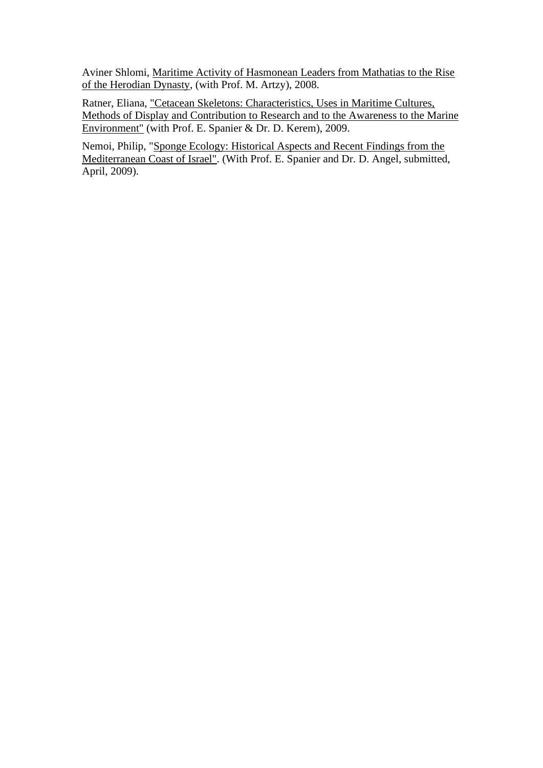Aviner Shlomi, <u>Maritime Activity of Hasmonean Leaders from Mathatias to the Rise of the Herodian Dynasty</u>, (with Prof. M. Artzy), 2008.

Ratner, Eliana, <u>"Cetacean Skeletons: Characteristics, Uses in Maritime Cultures, Methods of Display and Contribution to Research and to the Awareness to the Marine Environment"</u> (with Prof. E. Spanier & Dr. D. Kerem), 2009.

Nemoi, Philip, "<u>Sponge Ecology: Historical Aspects and Recent Findings from the Mediterranean Coast of Israel"</u>. (With Prof. E. Spanier and Dr. D. Angel, submitted, April, 2009).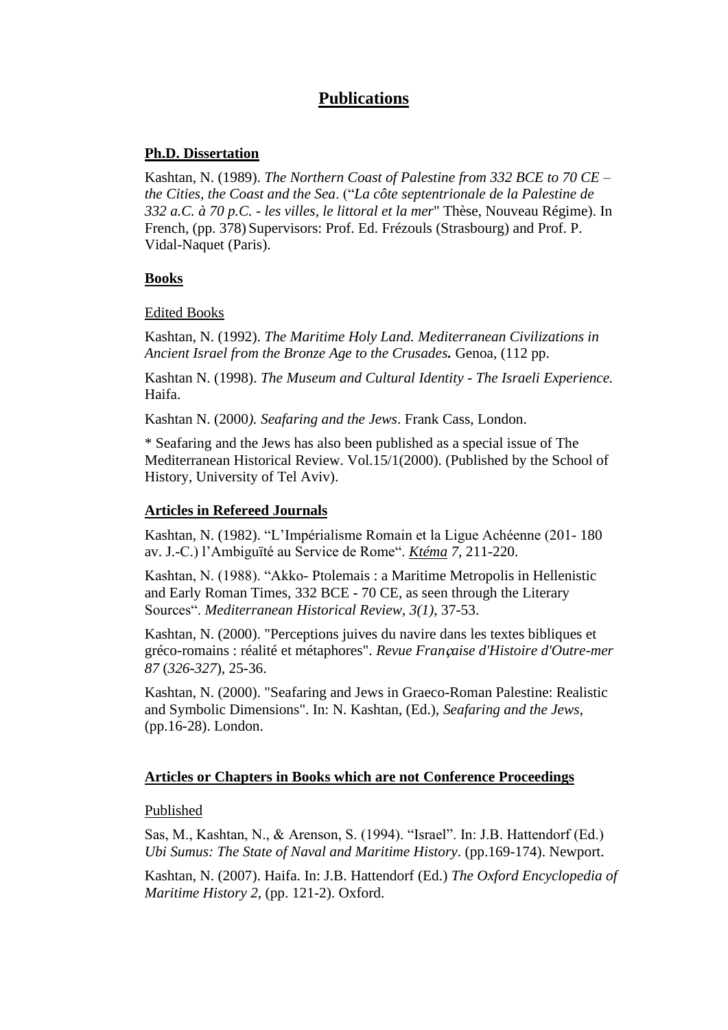# Publications

## Ph.D. Dissertation

Kashtan, N. (1989). *The Northern Coast of Palestine from 332 BCE to 70 CE – the Cities, the Coast and the Sea*. ("*La côte septentrionale de la Palestine de 332 a.C. à 70 p.C. - les villes, le littoral et la mer*" Thèse, Nouveau Régime). In French, (pp. 378) Supervisors: Prof. Ed. Frézouls (Strasbourg) and Prof. P. Vidal-Naquet (Paris).

## Books

Edited Books

Kashtan, N. (1992). *The Maritime Holy Land. Mediterranean Civilizations in Ancient Israel from the Bronze Age to the Crusades.* Genoa, (112 pp.

Kashtan N. (1998). *The Museum and Cultural Identity - The Israeli Experience.* Haifa.

Kashtan N. (2000*). Seafaring and the Jews*. Frank Cass, London.

* Seafaring and the Jews has also been published as a special issue of The Mediterranean Historical Review. Vol.15/1(2000). (Published by the School of History, University of Tel Aviv).

## Articles in Refereed Journals

Kashtan, N. (1982). "L'Impérialisme Romain et la Ligue Achéenne (201- 180 av. J.-C.) l'Ambiguïté au Service de Rome". *Ktéma 7*, 211-220.

Kashtan, N. (1988). "Akko- Ptolemais : a Maritime Metropolis in Hellenistic and Early Roman Times, 332 BCE - 70 CE, as seen through the Literary Sources". *Mediterranean Historical Review, 3(1)*, 37-53.

Kashtan, N. (2000). "Perceptions juives du navire dans les textes bibliques et gréco-romains : réalité et métaphores". *Revue Française d'Histoire d'Outre-mer 87* (*326-327*), 25-36.

Kashtan, N. (2000). "Seafaring and Jews in Graeco-Roman Palestine: Realistic and Symbolic Dimensions". In: N. Kashtan, (Ed.), *Seafaring and the Jews*, (pp.16-28). London.

## Articles or Chapters in Books which are not Conference Proceedings

Published

Sas, M., Kashtan, N., & Arenson, S. (1994). "Israel". In: J.B. Hattendorf (Ed.) *Ubi Sumus: The State of Naval and Maritime History*. (pp.169-174). Newport.

Kashtan, N. (2007). Haifa. In: J.B. Hattendorf (Ed.) *The Oxford Encyclopedia of Maritime History 2*, (pp. 121-2). Oxford.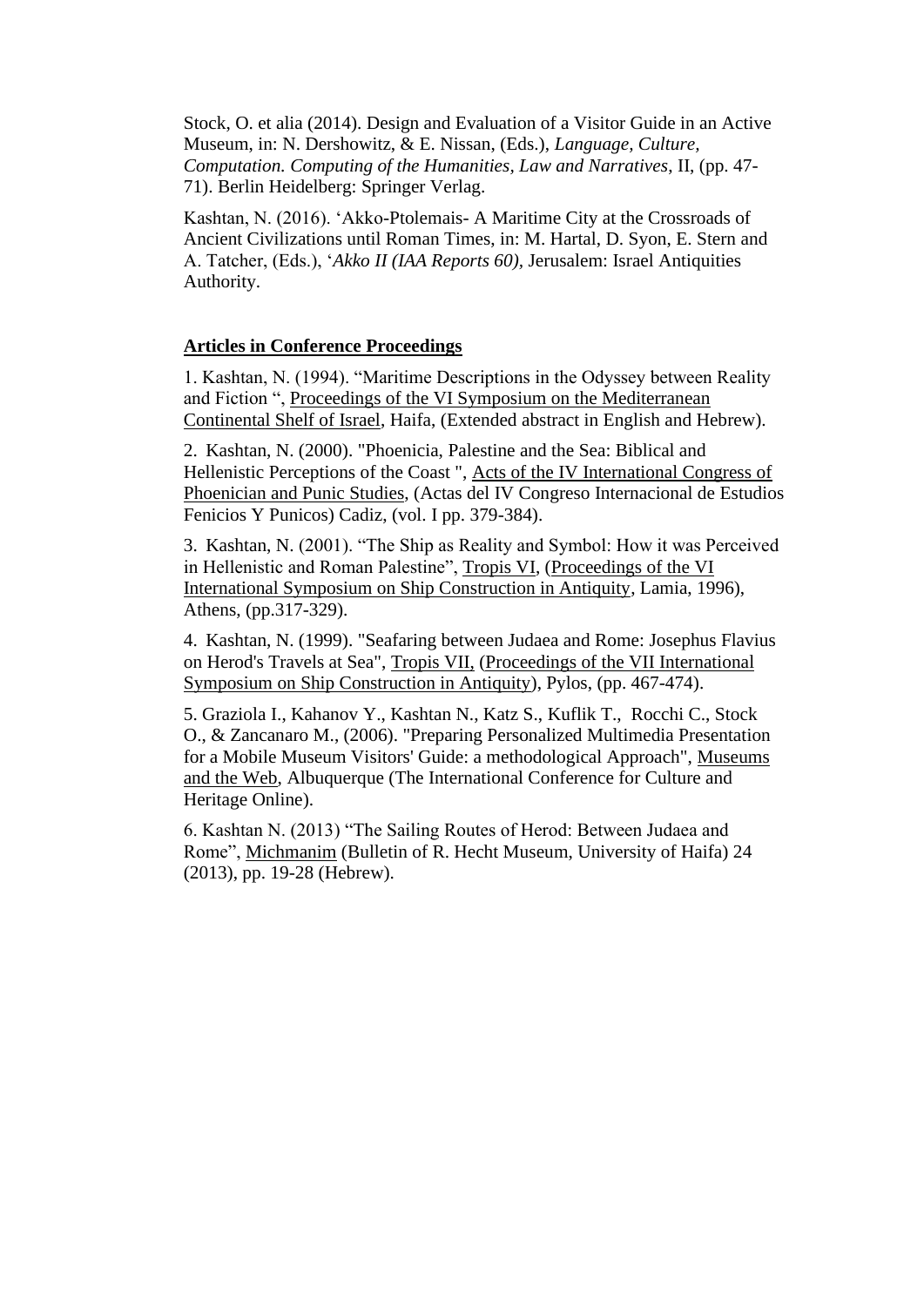Stock, O. et alia (2014). Design and Evaluation of a Visitor Guide in an Active Museum, in: N. Dershowitz, & E. Nissan, (Eds.), *Language, Culture, Computation. Computing of the Humanities, Law and Narratives*, II, (pp. 47-71). Berlin Heidelberg: Springer Verlag.

Kashtan, N. (2016). 'Akko-Ptolemais- A Maritime City at the Crossroads of Ancient Civilizations until Roman Times, in: M. Hartal, D. Syon, E. Stern and A. Tatcher, (Eds.), '*Akko II (IAA Reports 60)*, Jerusalem: Israel Antiquities Authority.

**Articles in Conference Proceedings**

1. Kashtan, N. (1994). "Maritime Descriptions in the Odyssey between Reality and Fiction ", Proceedings of the VI Symposium on the Mediterranean Continental Shelf of Israel, Haifa, (Extended abstract in English and Hebrew).

2. Kashtan, N. (2000). "Phoenicia, Palestine and the Sea: Biblical and Hellenistic Perceptions of the Coast ", Acts of the IV International Congress of Phoenician and Punic Studies, (Actas del IV Congreso Internacional de Estudios Fenicios Y Punicos) Cadiz, (vol. I pp. 379-384).

3. Kashtan, N. (2001). "The Ship as Reality and Symbol: How it was Perceived in Hellenistic and Roman Palestine", Tropis VI, (Proceedings of the VI International Symposium on Ship Construction in Antiquity, Lamia, 1996), Athens, (pp.317-329).

4. Kashtan, N. (1999). "Seafaring between Judaea and Rome: Josephus Flavius on Herod's Travels at Sea", Tropis VII, (Proceedings of the VII International Symposium on Ship Construction in Antiquity), Pylos, (pp. 467-474).

5. Graziola I., Kahanov Y., Kashtan N., Katz S., Kuflik T., Rocchi C., Stock O., & Zancanaro M., (2006). "Preparing Personalized Multimedia Presentation for a Mobile Museum Visitors' Guide: a methodological Approach", Museums and the Web, Albuquerque (The International Conference for Culture and Heritage Online).

6. Kashtan N. (2013) "The Sailing Routes of Herod: Between Judaea and Rome", Michmanim (Bulletin of R. Hecht Museum, University of Haifa) 24 (2013), pp. 19-28 (Hebrew).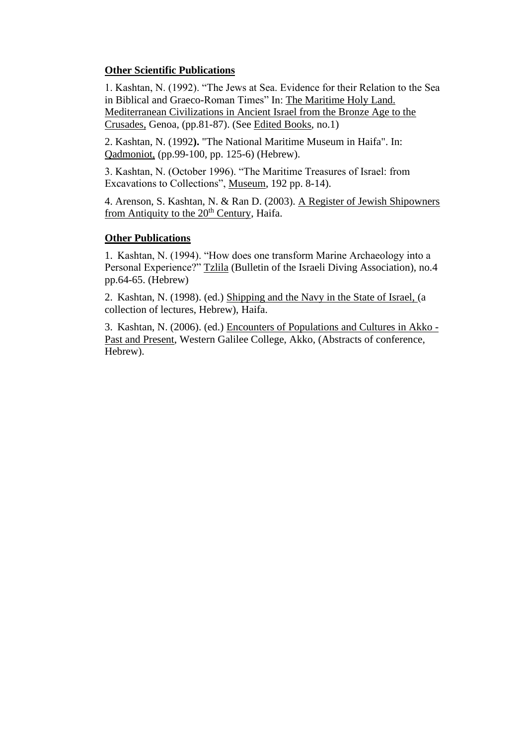**Other Scientific Publications**

1. Kashtan, N. (1992). "The Jews at Sea. Evidence for their Relation to the Sea in Biblical and Graeco-Roman Times" In: The Maritime Holy Land. Mediterranean Civilizations in Ancient Israel from the Bronze Age to the Crusades, Genoa, (pp.81-87). (See Edited Books, no.1)

2. Kashtan, N. (1992**).** "The National Maritime Museum in Haifa". In: Qadmoniot, (pp.99-100, pp. 125-6) (Hebrew).

3. Kashtan, N. (October 1996). "The Maritime Treasures of Israel: from Excavations to Collections", Museum, 192 pp. 8-14).

4. Arenson, S. Kashtan, N. & Ran D. (2003). A Register of Jewish Shipowners from Antiquity to the 20th Century, Haifa.

**Other Publications**

1. Kashtan, N. (1994). "How does one transform Marine Archaeology into a Personal Experience?" Tzlila (Bulletin of the Israeli Diving Association), no.4 pp.64-65. (Hebrew)

2. Kashtan, N. (1998). (ed.) Shipping and the Navy in the State of Israel, (a collection of lectures, Hebrew), Haifa.

3. Kashtan, N. (2006). (ed.) Encounters of Populations and Cultures in Akko - Past and Present, Western Galilee College, Akko, (Abstracts of conference, Hebrew).